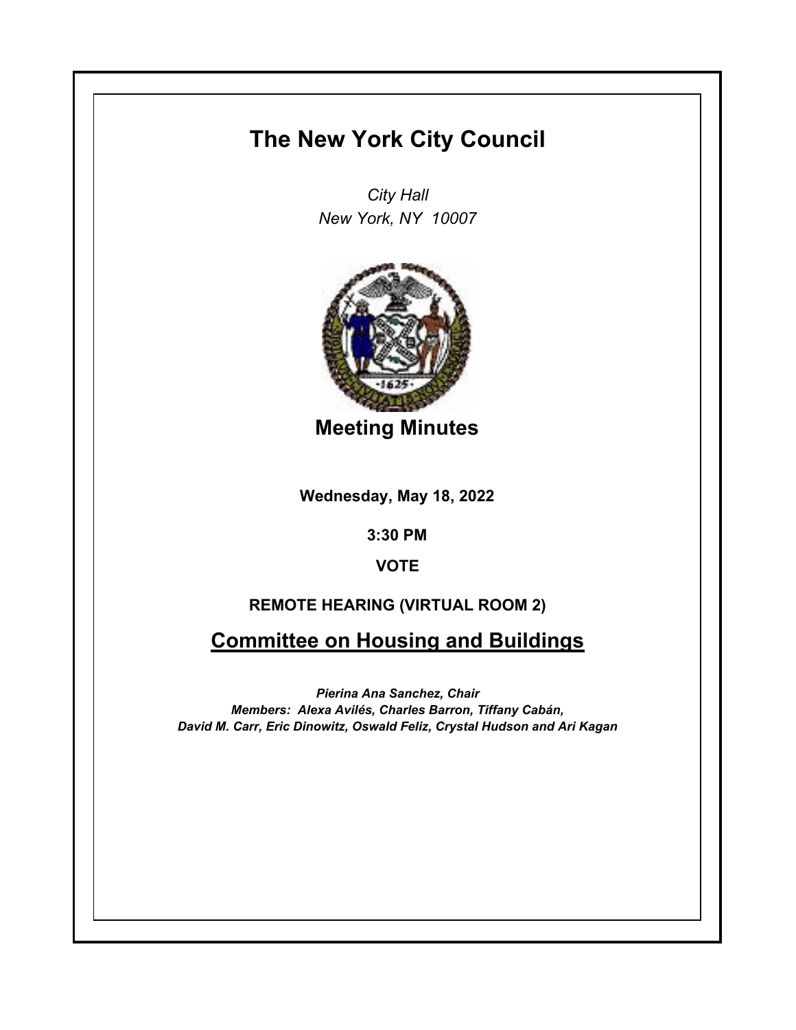# The New York City Council

*City Hall*
*New York, NY 10007*

## Meeting Minutes

**Wednesday, May 18, 2022**

**3:30 PM**

**VOTE**

**REMOTE HEARING (VIRTUAL ROOM 2)**

## Committee on Housing and Buildings

***Pierina Ana Sanchez, Chair***
***Members: Alexa Avilés, Charles Barron, Tiffany Cabán, David M. Carr, Eric Dinowitz, Oswald Feliz, Crystal Hudson and Ari Kagan***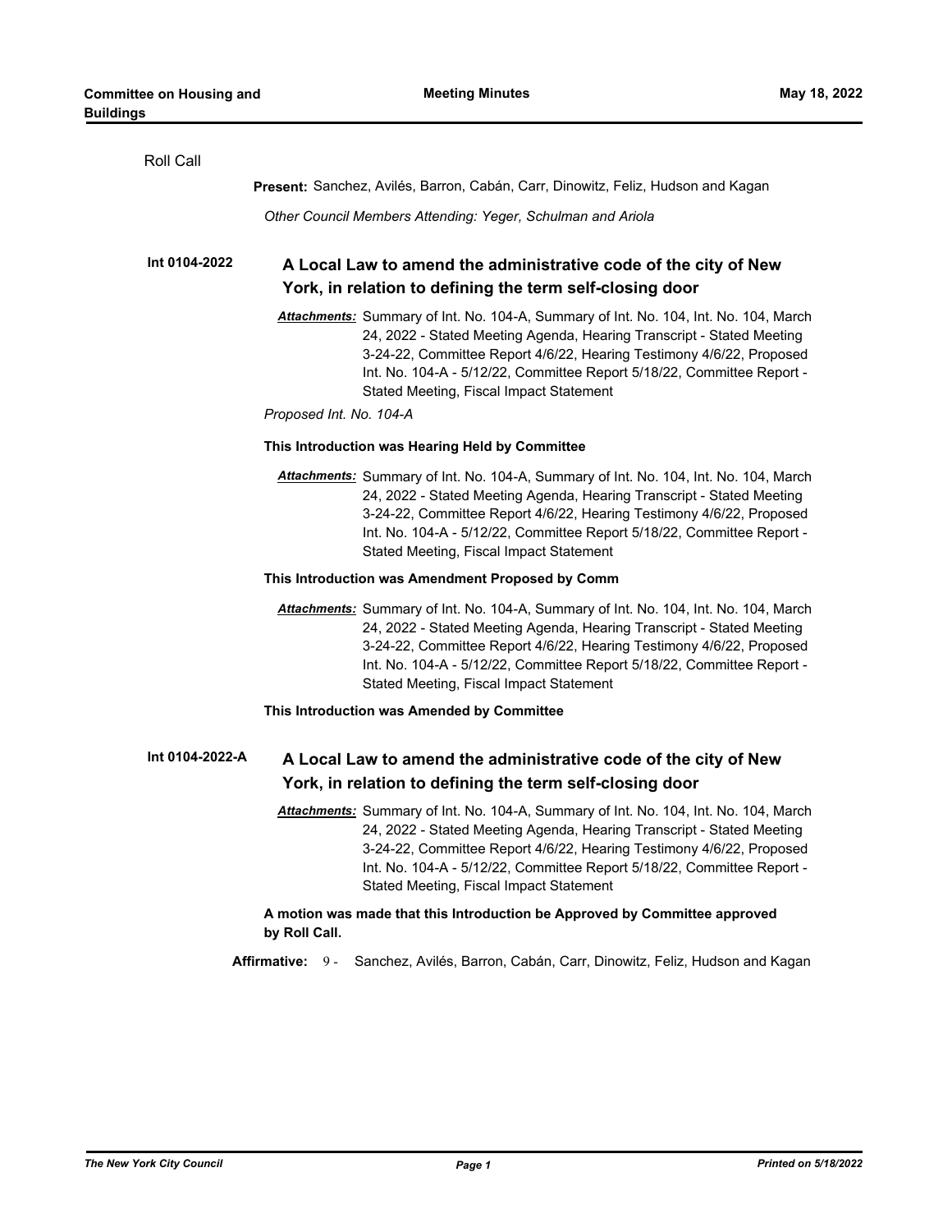Roll Call

**Present:** Sanchez, Avilés, Barron, Cabán, Carr, Dinowitz, Feliz, Hudson and Kagan

*Other Council Members Attending: Yeger, Schulman and Ariola*

**Int 0104-2022** **A Local Law to amend the administrative code of the city of New York, in relation to defining the term self-closing door**

***Attachments:*** Summary of Int. No. 104-A, Summary of Int. No. 104, Int. No. 104, March 24, 2022 - Stated Meeting Agenda, Hearing Transcript - Stated Meeting 3-24-22, Committee Report 4/6/22, Hearing Testimony 4/6/22, Proposed Int. No. 104-A - 5/12/22, Committee Report 5/18/22, Committee Report - Stated Meeting, Fiscal Impact Statement

*Proposed Int. No. 104-A*

**This Introduction was Hearing Held by Committee**

***Attachments:*** Summary of Int. No. 104-A, Summary of Int. No. 104, Int. No. 104, March 24, 2022 - Stated Meeting Agenda, Hearing Transcript - Stated Meeting 3-24-22, Committee Report 4/6/22, Hearing Testimony 4/6/22, Proposed Int. No. 104-A - 5/12/22, Committee Report 5/18/22, Committee Report - Stated Meeting, Fiscal Impact Statement

**This Introduction was Amendment Proposed by Comm**

***Attachments:*** Summary of Int. No. 104-A, Summary of Int. No. 104, Int. No. 104, March 24, 2022 - Stated Meeting Agenda, Hearing Transcript - Stated Meeting 3-24-22, Committee Report 4/6/22, Hearing Testimony 4/6/22, Proposed Int. No. 104-A - 5/12/22, Committee Report 5/18/22, Committee Report - Stated Meeting, Fiscal Impact Statement

**This Introduction was Amended by Committee**

**Int 0104-2022-A** **A Local Law to amend the administrative code of the city of New York, in relation to defining the term self-closing door**

***Attachments:*** Summary of Int. No. 104-A, Summary of Int. No. 104, Int. No. 104, March 24, 2022 - Stated Meeting Agenda, Hearing Transcript - Stated Meeting 3-24-22, Committee Report 4/6/22, Hearing Testimony 4/6/22, Proposed Int. No. 104-A - 5/12/22, Committee Report 5/18/22, Committee Report - Stated Meeting, Fiscal Impact Statement

**A motion was made that this Introduction be Approved by Committee approved by Roll Call.**

**Affirmative:** 9 - Sanchez, Avilés, Barron, Cabán, Carr, Dinowitz, Feliz, Hudson and Kagan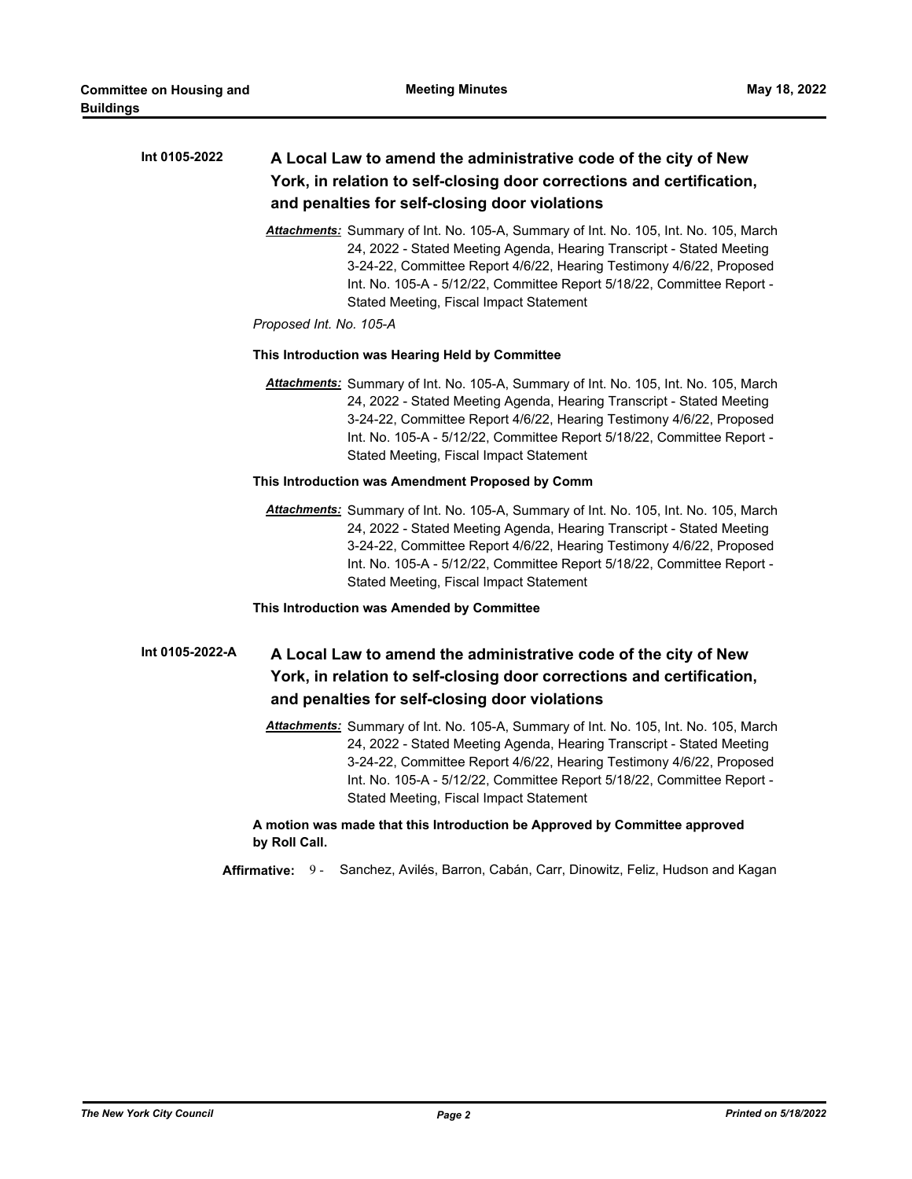**Int 0105-2022** **A Local Law to amend the administrative code of the city of New York, in relation to self-closing door corrections and certification, and penalties for self-closing door violations**

***Attachments:*** Summary of Int. No. 105-A, Summary of Int. No. 105, Int. No. 105, March 24, 2022 - Stated Meeting Agenda, Hearing Transcript - Stated Meeting 3-24-22, Committee Report 4/6/22, Hearing Testimony 4/6/22, Proposed Int. No. 105-A - 5/12/22, Committee Report 5/18/22, Committee Report - Stated Meeting, Fiscal Impact Statement

*Proposed Int. No. 105-A*

**This Introduction was Hearing Held by Committee**

***Attachments:*** Summary of Int. No. 105-A, Summary of Int. No. 105, Int. No. 105, March 24, 2022 - Stated Meeting Agenda, Hearing Transcript - Stated Meeting 3-24-22, Committee Report 4/6/22, Hearing Testimony 4/6/22, Proposed Int. No. 105-A - 5/12/22, Committee Report 5/18/22, Committee Report - Stated Meeting, Fiscal Impact Statement

**This Introduction was Amendment Proposed by Comm**

***Attachments:*** Summary of Int. No. 105-A, Summary of Int. No. 105, Int. No. 105, March 24, 2022 - Stated Meeting Agenda, Hearing Transcript - Stated Meeting 3-24-22, Committee Report 4/6/22, Hearing Testimony 4/6/22, Proposed Int. No. 105-A - 5/12/22, Committee Report 5/18/22, Committee Report - Stated Meeting, Fiscal Impact Statement

**This Introduction was Amended by Committee**

**Int 0105-2022-A** **A Local Law to amend the administrative code of the city of New York, in relation to self-closing door corrections and certification, and penalties for self-closing door violations**

***Attachments:*** Summary of Int. No. 105-A, Summary of Int. No. 105, Int. No. 105, March 24, 2022 - Stated Meeting Agenda, Hearing Transcript - Stated Meeting 3-24-22, Committee Report 4/6/22, Hearing Testimony 4/6/22, Proposed Int. No. 105-A - 5/12/22, Committee Report 5/18/22, Committee Report - Stated Meeting, Fiscal Impact Statement

**A motion was made that this Introduction be Approved by Committee approved by Roll Call.**

**Affirmative:** 9 - Sanchez, Avilés, Barron, Cabán, Carr, Dinowitz, Feliz, Hudson and Kagan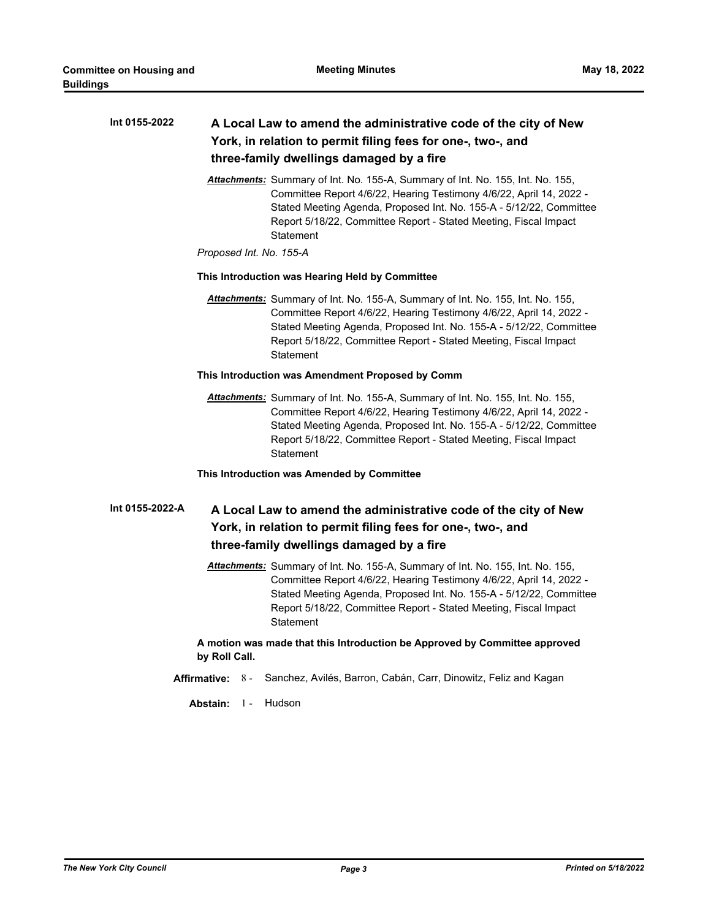**Int 0155-2022** **A Local Law to amend the administrative code of the city of New York, in relation to permit filing fees for one-, two-, and three-family dwellings damaged by a fire**

***Attachments:*** Summary of Int. No. 155-A, Summary of Int. No. 155, Int. No. 155, Committee Report 4/6/22, Hearing Testimony 4/6/22, April 14, 2022 - Stated Meeting Agenda, Proposed Int. No. 155-A - 5/12/22, Committee Report 5/18/22, Committee Report - Stated Meeting, Fiscal Impact Statement

*Proposed Int. No. 155-A*

**This Introduction was Hearing Held by Committee**

***Attachments:*** Summary of Int. No. 155-A, Summary of Int. No. 155, Int. No. 155, Committee Report 4/6/22, Hearing Testimony 4/6/22, April 14, 2022 - Stated Meeting Agenda, Proposed Int. No. 155-A - 5/12/22, Committee Report 5/18/22, Committee Report - Stated Meeting, Fiscal Impact Statement

**This Introduction was Amendment Proposed by Comm**

***Attachments:*** Summary of Int. No. 155-A, Summary of Int. No. 155, Int. No. 155, Committee Report 4/6/22, Hearing Testimony 4/6/22, April 14, 2022 - Stated Meeting Agenda, Proposed Int. No. 155-A - 5/12/22, Committee Report 5/18/22, Committee Report - Stated Meeting, Fiscal Impact Statement

**This Introduction was Amended by Committee**

**Int 0155-2022-A** **A Local Law to amend the administrative code of the city of New York, in relation to permit filing fees for one-, two-, and three-family dwellings damaged by a fire**

***Attachments:*** Summary of Int. No. 155-A, Summary of Int. No. 155, Int. No. 155, Committee Report 4/6/22, Hearing Testimony 4/6/22, April 14, 2022 - Stated Meeting Agenda, Proposed Int. No. 155-A - 5/12/22, Committee Report 5/18/22, Committee Report - Stated Meeting, Fiscal Impact Statement

**A motion was made that this Introduction be Approved by Committee approved by Roll Call.**

**Affirmative:** 8 - Sanchez, Avilés, Barron, Cabán, Carr, Dinowitz, Feliz and Kagan

**Abstain:** 1 - Hudson